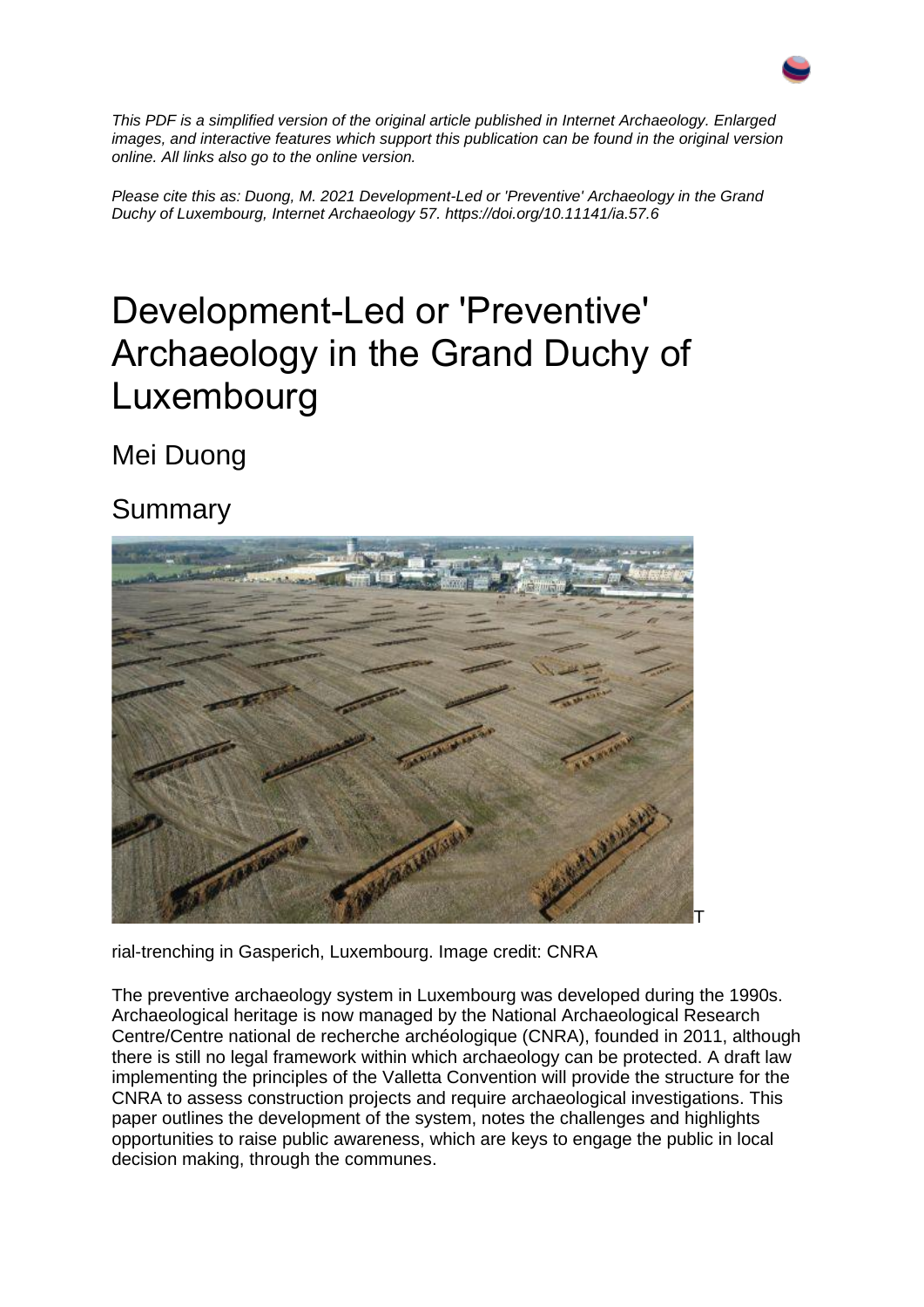*This PDF is a simplified version of the original article published in Internet Archaeology. Enlarged images, and interactive features which support this publication can be found in the original version online. All links also go to the online version.*

*Please cite this as: Duong, M. 2021 Development-Led or 'Preventive' Archaeology in the Grand Duchy of Luxembourg, Internet Archaeology 57. https://doi.org/10.11141/ia.57.6*

# Development-Led or 'Preventive' Archaeology in the Grand Duchy of Luxembourg

## Mei Duong

## Summary

Trial-trenching in Gasperich, Luxembourg. Image credit: CNRA

The preventive archaeology system in Luxembourg was developed during the 1990s. Archaeological heritage is now managed by the National Archaeological Research Centre/Centre national de recherche archéologique (CNRA), founded in 2011, although there is still no legal framework within which archaeology can be protected. A draft law implementing the principles of the Valletta Convention will provide the structure for the CNRA to assess construction projects and require archaeological investigations. This paper outlines the development of the system, notes the challenges and highlights opportunities to raise public awareness, which are keys to engage the public in local decision making, through the communes.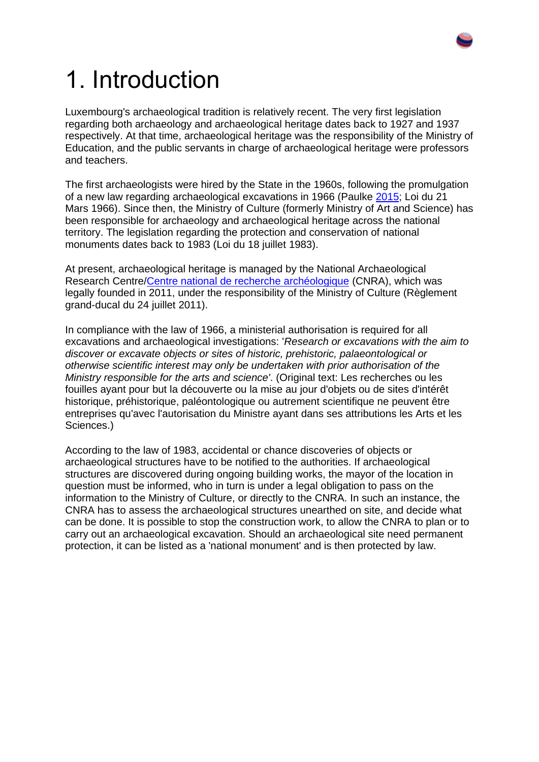# 1. Introduction

Luxembourg's archaeological tradition is relatively recent. The very first legislation regarding both archaeology and archaeological heritage dates back to 1927 and 1937 respectively. At that time, archaeological heritage was the responsibility of the Ministry of Education, and the public servants in charge of archaeological heritage were professors and teachers.

The first archaeologists were hired by the State in the 1960s, following the promulgation of a new law regarding archaeological excavations in 1966 (Paulke 2015; Loi du 21 Mars 1966). Since then, the Ministry of Culture (formerly Ministry of Art and Science) has been responsible for archaeology and archaeological heritage across the national territory. The legislation regarding the protection and conservation of national monuments dates back to 1983 (Loi du 18 juillet 1983).

At present, archaeological heritage is managed by the National Archaeological Research Centre/Centre national de recherche archéologique (CNRA), which was legally founded in 2011, under the responsibility of the Ministry of Culture (Règlement grand-ducal du 24 juillet 2011).

In compliance with the law of 1966, a ministerial authorisation is required for all excavations and archaeological investigations: '*Research or excavations with the aim to discover or excavate objects or sites of historic, prehistoric, palaeontological or otherwise scientific interest may only be undertaken with prior authorisation of the Ministry responsible for the arts and science*'. (Original text: Les recherches ou les fouilles ayant pour but la découverte ou la mise au jour d'objets ou de sites d'intérêt historique, préhistorique, paléontologique ou autrement scientifique ne peuvent être entreprises qu'avec l'autorisation du Ministre ayant dans ses attributions les Arts et les Sciences.)

According to the law of 1983, accidental or chance discoveries of objects or archaeological structures have to be notified to the authorities. If archaeological structures are discovered during ongoing building works, the mayor of the location in question must be informed, who in turn is under a legal obligation to pass on the information to the Ministry of Culture, or directly to the CNRA. In such an instance, the CNRA has to assess the archaeological structures unearthed on site, and decide what can be done. It is possible to stop the construction work, to allow the CNRA to plan or to carry out an archaeological excavation. Should an archaeological site need permanent protection, it can be listed as a 'national monument' and is then protected by law.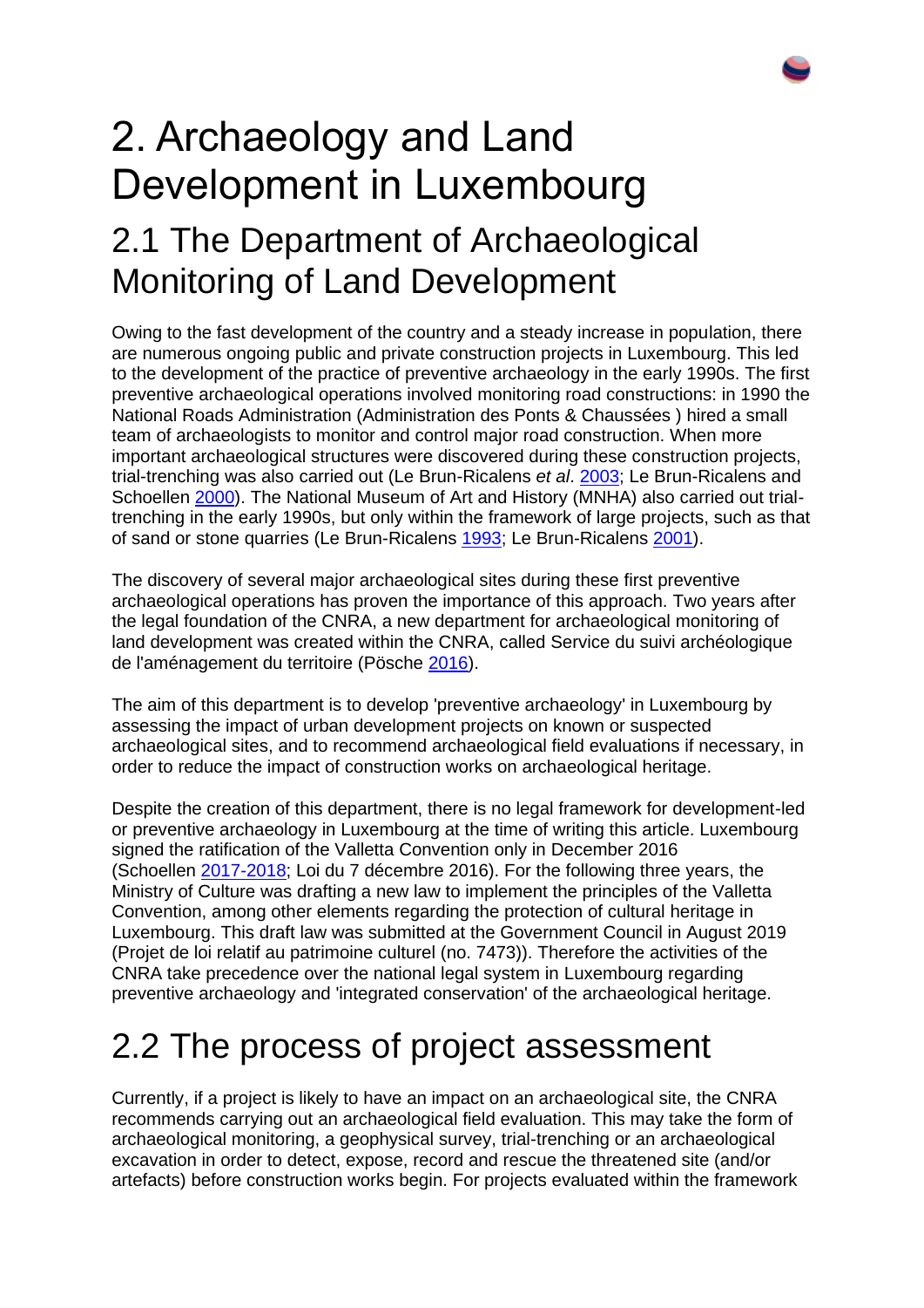# 2. Archaeology and Land Development in Luxembourg

## 2.1 The Department of Archaeological Monitoring of Land Development

Owing to the fast development of the country and a steady increase in population, there are numerous ongoing public and private construction projects in Luxembourg. This led to the development of the practice of preventive archaeology in the early 1990s. The first preventive archaeological operations involved monitoring road constructions: in 1990 the National Roads Administration (Administration des Ponts & Chaussées ) hired a small team of archaeologists to monitor and control major road construction. When more important archaeological structures were discovered during these construction projects, trial-trenching was also carried out (Le Brun-Ricalens *et al*. 2003; Le Brun-Ricalens and Schoellen 2000). The National Museum of Art and History (MNHA) also carried out trial-trenching in the early 1990s, but only within the framework of large projects, such as that of sand or stone quarries (Le Brun-Ricalens 1993; Le Brun-Ricalens 2001).

The discovery of several major archaeological sites during these first preventive archaeological operations has proven the importance of this approach. Two years after the legal foundation of the CNRA, a new department for archaeological monitoring of land development was created within the CNRA, called Service du suivi archéologique de l'aménagement du territoire (Pösche 2016).

The aim of this department is to develop 'preventive archaeology' in Luxembourg by assessing the impact of urban development projects on known or suspected archaeological sites, and to recommend archaeological field evaluations if necessary, in order to reduce the impact of construction works on archaeological heritage.

Despite the creation of this department, there is no legal framework for development-led or preventive archaeology in Luxembourg at the time of writing this article. Luxembourg signed the ratification of the Valletta Convention only in December 2016 (Schoellen 2017-2018; Loi du 7 décembre 2016). For the following three years, the Ministry of Culture was drafting a new law to implement the principles of the Valletta Convention, among other elements regarding the protection of cultural heritage in Luxembourg. This draft law was submitted at the Government Council in August 2019 (Projet de loi relatif au patrimoine culturel (no. 7473)). Therefore the activities of the CNRA take precedence over the national legal system in Luxembourg regarding preventive archaeology and 'integrated conservation' of the archaeological heritage.

## 2.2 The process of project assessment

Currently, if a project is likely to have an impact on an archaeological site, the CNRA recommends carrying out an archaeological field evaluation. This may take the form of archaeological monitoring, a geophysical survey, trial-trenching or an archaeological excavation in order to detect, expose, record and rescue the threatened site (and/or artefacts) before construction works begin. For projects evaluated within the framework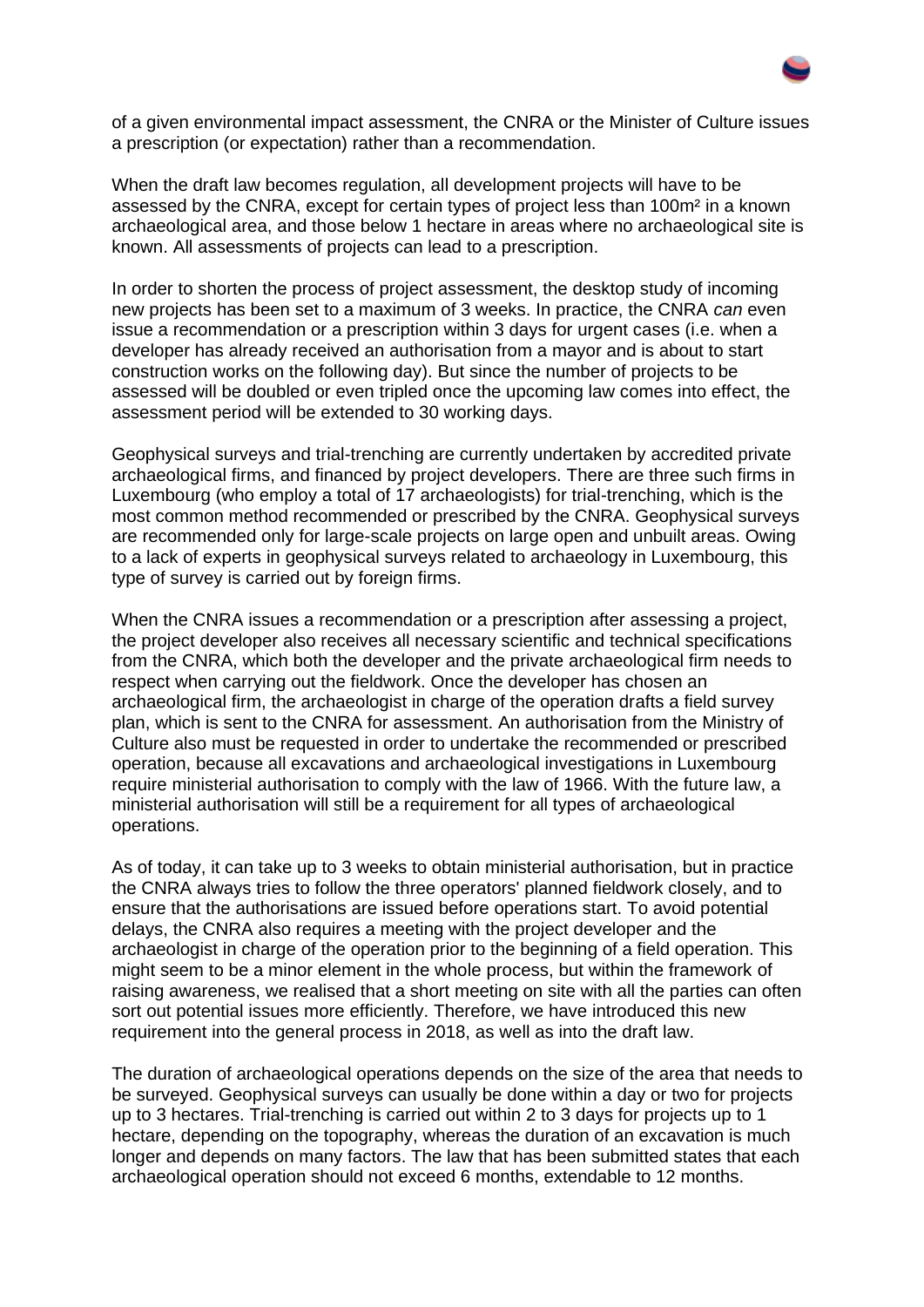of a given environmental impact assessment, the CNRA or the Minister of Culture issues a prescription (or expectation) rather than a recommendation.

When the draft law becomes regulation, all development projects will have to be assessed by the CNRA, except for certain types of project less than 100m² in a known archaeological area, and those below 1 hectare in areas where no archaeological site is known. All assessments of projects can lead to a prescription.

In order to shorten the process of project assessment, the desktop study of incoming new projects has been set to a maximum of 3 weeks. In practice, the CNRA *can* even issue a recommendation or a prescription within 3 days for urgent cases (i.e. when a developer has already received an authorisation from a mayor and is about to start construction works on the following day). But since the number of projects to be assessed will be doubled or even tripled once the upcoming law comes into effect, the assessment period will be extended to 30 working days.

Geophysical surveys and trial-trenching are currently undertaken by accredited private archaeological firms, and financed by project developers. There are three such firms in Luxembourg (who employ a total of 17 archaeologists) for trial-trenching, which is the most common method recommended or prescribed by the CNRA. Geophysical surveys are recommended only for large-scale projects on large open and unbuilt areas. Owing to a lack of experts in geophysical surveys related to archaeology in Luxembourg, this type of survey is carried out by foreign firms.

When the CNRA issues a recommendation or a prescription after assessing a project, the project developer also receives all necessary scientific and technical specifications from the CNRA, which both the developer and the private archaeological firm needs to respect when carrying out the fieldwork. Once the developer has chosen an archaeological firm, the archaeologist in charge of the operation drafts a field survey plan, which is sent to the CNRA for assessment. An authorisation from the Ministry of Culture also must be requested in order to undertake the recommended or prescribed operation, because all excavations and archaeological investigations in Luxembourg require ministerial authorisation to comply with the law of 1966. With the future law, a ministerial authorisation will still be a requirement for all types of archaeological operations.

As of today, it can take up to 3 weeks to obtain ministerial authorisation, but in practice the CNRA always tries to follow the three operators' planned fieldwork closely, and to ensure that the authorisations are issued before operations start. To avoid potential delays, the CNRA also requires a meeting with the project developer and the archaeologist in charge of the operation prior to the beginning of a field operation. This might seem to be a minor element in the whole process, but within the framework of raising awareness, we realised that a short meeting on site with all the parties can often sort out potential issues more efficiently. Therefore, we have introduced this new requirement into the general process in 2018, as well as into the draft law.

The duration of archaeological operations depends on the size of the area that needs to be surveyed. Geophysical surveys can usually be done within a day or two for projects up to 3 hectares. Trial-trenching is carried out within 2 to 3 days for projects up to 1 hectare, depending on the topography, whereas the duration of an excavation is much longer and depends on many factors. The law that has been submitted states that each archaeological operation should not exceed 6 months, extendable to 12 months.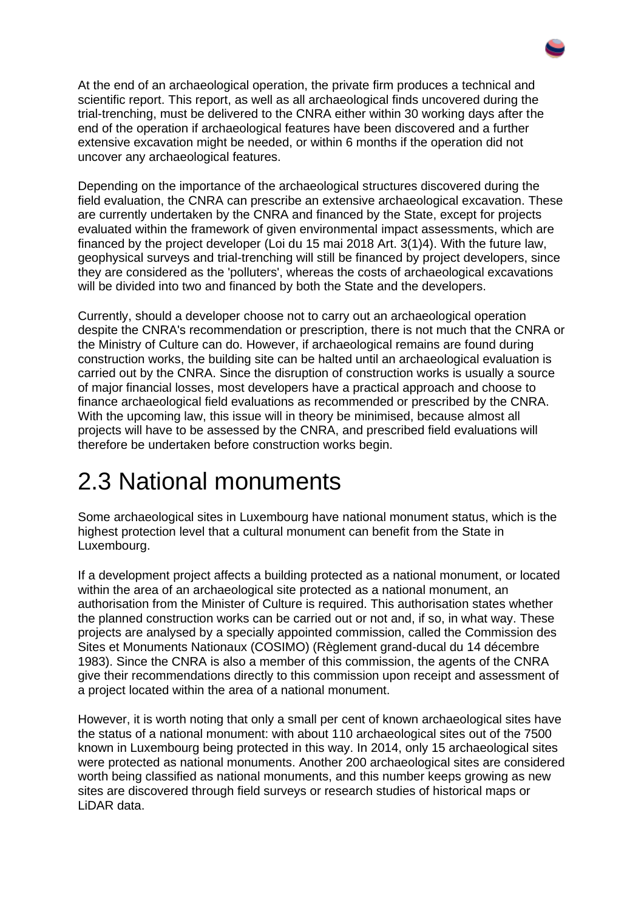At the end of an archaeological operation, the private firm produces a technical and scientific report. This report, as well as all archaeological finds uncovered during the trial-trenching, must be delivered to the CNRA either within 30 working days after the end of the operation if archaeological features have been discovered and a further extensive excavation might be needed, or within 6 months if the operation did not uncover any archaeological features.

Depending on the importance of the archaeological structures discovered during the field evaluation, the CNRA can prescribe an extensive archaeological excavation. These are currently undertaken by the CNRA and financed by the State, except for projects evaluated within the framework of given environmental impact assessments, which are financed by the project developer (Loi du 15 mai 2018 Art. 3(1)4). With the future law, geophysical surveys and trial-trenching will still be financed by project developers, since they are considered as the 'polluters', whereas the costs of archaeological excavations will be divided into two and financed by both the State and the developers.

Currently, should a developer choose not to carry out an archaeological operation despite the CNRA's recommendation or prescription, there is not much that the CNRA or the Ministry of Culture can do. However, if archaeological remains are found during construction works, the building site can be halted until an archaeological evaluation is carried out by the CNRA. Since the disruption of construction works is usually a source of major financial losses, most developers have a practical approach and choose to finance archaeological field evaluations as recommended or prescribed by the CNRA. With the upcoming law, this issue will in theory be minimised, because almost all projects will have to be assessed by the CNRA, and prescribed field evaluations will therefore be undertaken before construction works begin.

# 2.3 National monuments

Some archaeological sites in Luxembourg have national monument status, which is the highest protection level that a cultural monument can benefit from the State in Luxembourg.

If a development project affects a building protected as a national monument, or located within the area of an archaeological site protected as a national monument, an authorisation from the Minister of Culture is required. This authorisation states whether the planned construction works can be carried out or not and, if so, in what way. These projects are analysed by a specially appointed commission, called the Commission des Sites et Monuments Nationaux (COSIMO) (Règlement grand-ducal du 14 décembre 1983). Since the CNRA is also a member of this commission, the agents of the CNRA give their recommendations directly to this commission upon receipt and assessment of a project located within the area of a national monument.

However, it is worth noting that only a small per cent of known archaeological sites have the status of a national monument: with about 110 archaeological sites out of the 7500 known in Luxembourg being protected in this way. In 2014, only 15 archaeological sites were protected as national monuments. Another 200 archaeological sites are considered worth being classified as national monuments, and this number keeps growing as new sites are discovered through field surveys or research studies of historical maps or LiDAR data.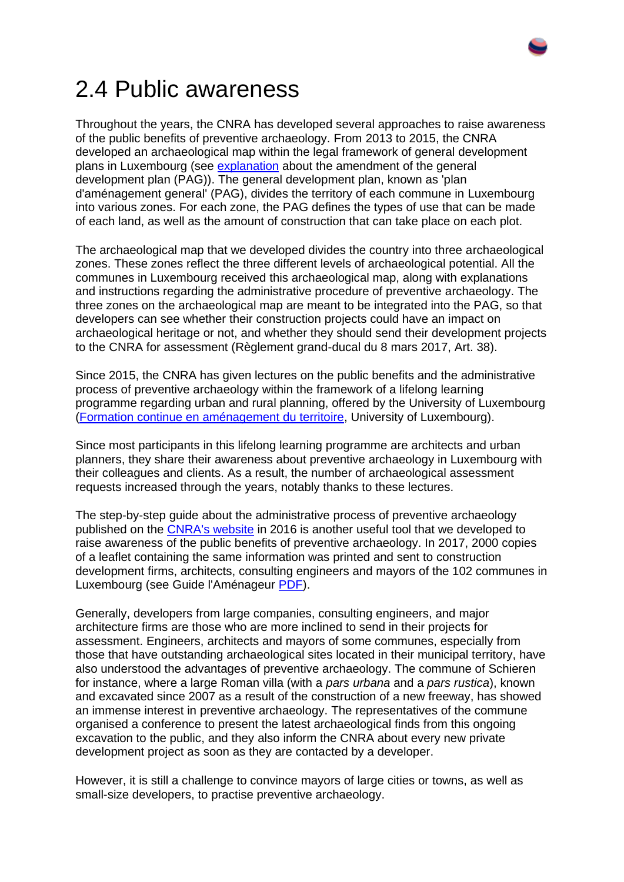# 2.4 Public awareness

Throughout the years, the CNRA has developed several approaches to raise awareness of the public benefits of preventive archaeology. From 2013 to 2015, the CNRA developed an archaeological map within the legal framework of general development plans in Luxembourg (see explanation about the amendment of the general development plan (PAG)). The general development plan, known as 'plan d'aménagement general' (PAG), divides the territory of each commune in Luxembourg into various zones. For each zone, the PAG defines the types of use that can be made of each land, as well as the amount of construction that can take place on each plot.

The archaeological map that we developed divides the country into three archaeological zones. These zones reflect the three different levels of archaeological potential. All the communes in Luxembourg received this archaeological map, along with explanations and instructions regarding the administrative procedure of preventive archaeology. The three zones on the archaeological map are meant to be integrated into the PAG, so that developers can see whether their construction projects could have an impact on archaeological heritage or not, and whether they should send their development projects to the CNRA for assessment (Règlement grand-ducal du 8 mars 2017, Art. 38).

Since 2015, the CNRA has given lectures on the public benefits and the administrative process of preventive archaeology within the framework of a lifelong learning programme regarding urban and rural planning, offered by the University of Luxembourg (Formation continue en aménagement du territoire, University of Luxembourg).

Since most participants in this lifelong learning programme are architects and urban planners, they share their awareness about preventive archaeology in Luxembourg with their colleagues and clients. As a result, the number of archaeological assessment requests increased through the years, notably thanks to these lectures.

The step-by-step guide about the administrative process of preventive archaeology published on the CNRA's website in 2016 is another useful tool that we developed to raise awareness of the public benefits of preventive archaeology. In 2017, 2000 copies of a leaflet containing the same information was printed and sent to construction development firms, architects, consulting engineers and mayors of the 102 communes in Luxembourg (see Guide l'Aménageur PDF).

Generally, developers from large companies, consulting engineers, and major architecture firms are those who are more inclined to send in their projects for assessment. Engineers, architects and mayors of some communes, especially from those that have outstanding archaeological sites located in their municipal territory, have also understood the advantages of preventive archaeology. The commune of Schieren for instance, where a large Roman villa (with a *pars urbana* and a *pars rustica*), known and excavated since 2007 as a result of the construction of a new freeway, has showed an immense interest in preventive archaeology. The representatives of the commune organised a conference to present the latest archaeological finds from this ongoing excavation to the public, and they also inform the CNRA about every new private development project as soon as they are contacted by a developer.

However, it is still a challenge to convince mayors of large cities or towns, as well as small-size developers, to practise preventive archaeology.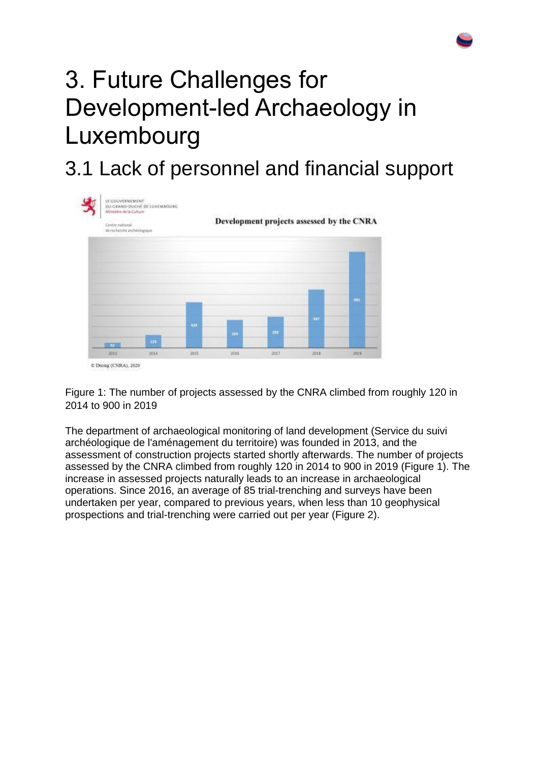# 3. Future Challenges for Development-led Archaeology in Luxembourg

## 3.1 Lack of personnel and financial support

Figure 1: The number of projects assessed by the CNRA climbed from roughly 120 in 2014 to 900 in 2019

The department of archaeological monitoring of land development (Service du suivi archéologique de l'aménagement du territoire) was founded in 2013, and the assessment of construction projects started shortly afterwards. The number of projects assessed by the CNRA climbed from roughly 120 in 2014 to 900 in 2019 (Figure 1). The increase in assessed projects naturally leads to an increase in archaeological operations. Since 2016, an average of 85 trial-trenching and surveys have been undertaken per year, compared to previous years, when less than 10 geophysical prospections and trial-trenching were carried out per year (Figure 2).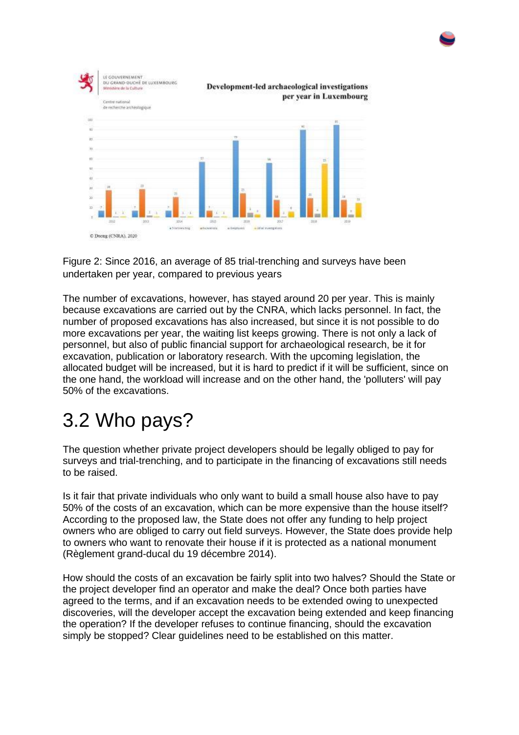Figure 2: Since 2016, an average of 85 trial-trenching and surveys have been undertaken per year, compared to previous years

The number of excavations, however, has stayed around 20 per year. This is mainly because excavations are carried out by the CNRA, which lacks personnel. In fact, the number of proposed excavations has also increased, but since it is not possible to do more excavations per year, the waiting list keeps growing. There is not only a lack of personnel, but also of public financial support for archaeological research, be it for excavation, publication or laboratory research. With the upcoming legislation, the allocated budget will be increased, but it is hard to predict if it will be sufficient, since on the one hand, the workload will increase and on the other hand, the 'polluters' will pay 50% of the excavations.

# 3.2 Who pays?

The question whether private project developers should be legally obliged to pay for surveys and trial-trenching, and to participate in the financing of excavations still needs to be raised.

Is it fair that private individuals who only want to build a small house also have to pay 50% of the costs of an excavation, which can be more expensive than the house itself? According to the proposed law, the State does not offer any funding to help project owners who are obliged to carry out field surveys. However, the State does provide help to owners who want to renovate their house if it is protected as a national monument (Règlement grand-ducal du 19 décembre 2014).

How should the costs of an excavation be fairly split into two halves? Should the State or the project developer find an operator and make the deal? Once both parties have agreed to the terms, and if an excavation needs to be extended owing to unexpected discoveries, will the developer accept the excavation being extended and keep financing the operation? If the developer refuses to continue financing, should the excavation simply be stopped? Clear guidelines need to be established on this matter.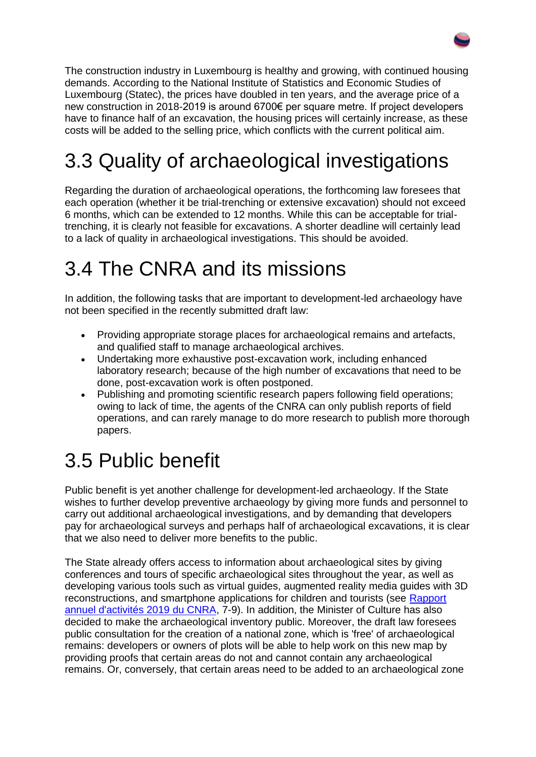The construction industry in Luxembourg is healthy and growing, with continued housing demands. According to the National Institute of Statistics and Economic Studies of Luxembourg (Statec), the prices have doubled in ten years, and the average price of a new construction in 2018-2019 is around 6700€ per square metre. If project developers have to finance half of an excavation, the housing prices will certainly increase, as these costs will be added to the selling price, which conflicts with the current political aim.

## 3.3 Quality of archaeological investigations

Regarding the duration of archaeological operations, the forthcoming law foresees that each operation (whether it be trial-trenching or extensive excavation) should not exceed 6 months, which can be extended to 12 months. While this can be acceptable for trial-trenching, it is clearly not feasible for excavations. A shorter deadline will certainly lead to a lack of quality in archaeological investigations. This should be avoided.

## 3.4 The CNRA and its missions

In addition, the following tasks that are important to development-led archaeology have not been specified in the recently submitted draft law:

- Providing appropriate storage places for archaeological remains and artefacts, and qualified staff to manage archaeological archives.
- Undertaking more exhaustive post-excavation work, including enhanced laboratory research; because of the high number of excavations that need to be done, post-excavation work is often postponed.
- Publishing and promoting scientific research papers following field operations; owing to lack of time, the agents of the CNRA can only publish reports of field operations, and can rarely manage to do more research to publish more thorough papers.

## 3.5 Public benefit

Public benefit is yet another challenge for development-led archaeology. If the State wishes to further develop preventive archaeology by giving more funds and personnel to carry out additional archaeological investigations, and by demanding that developers pay for archaeological surveys and perhaps half of archaeological excavations, it is clear that we also need to deliver more benefits to the public.

The State already offers access to information about archaeological sites by giving conferences and tours of specific archaeological sites throughout the year, as well as developing various tools such as virtual guides, augmented reality media guides with 3D reconstructions, and smartphone applications for children and tourists (see Rapport annuel d'activités 2019 du CNRA, 7-9). In addition, the Minister of Culture has also decided to make the archaeological inventory public. Moreover, the draft law foresees public consultation for the creation of a national zone, which is 'free' of archaeological remains: developers or owners of plots will be able to help work on this new map by providing proofs that certain areas do not and cannot contain any archaeological remains. Or, conversely, that certain areas need to be added to an archaeological zone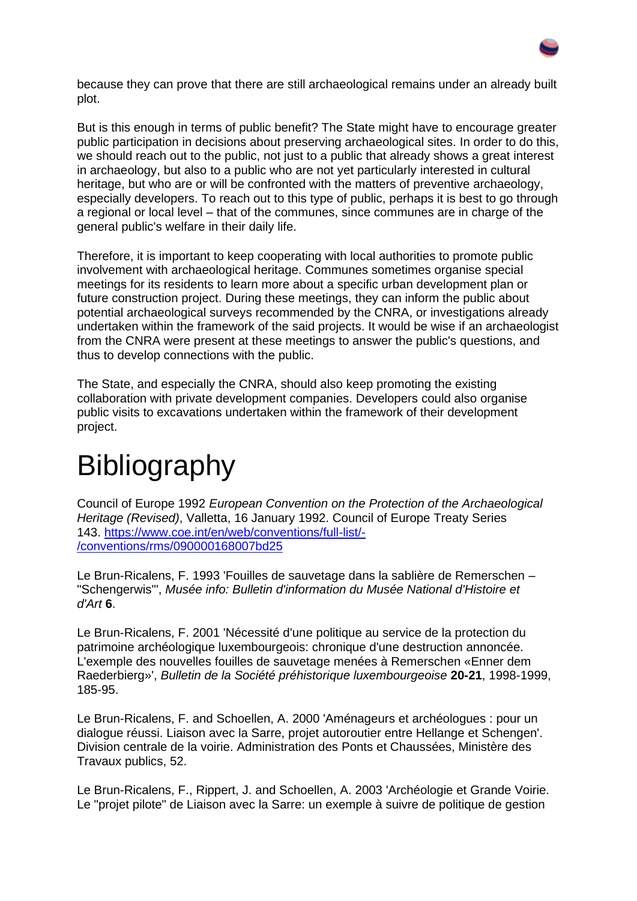because they can prove that there are still archaeological remains under an already built plot.

But is this enough in terms of public benefit? The State might have to encourage greater public participation in decisions about preserving archaeological sites. In order to do this, we should reach out to the public, not just to a public that already shows a great interest in archaeology, but also to a public who are not yet particularly interested in cultural heritage, but who are or will be confronted with the matters of preventive archaeology, especially developers. To reach out to this type of public, perhaps it is best to go through a regional or local level – that of the communes, since communes are in charge of the general public's welfare in their daily life.

Therefore, it is important to keep cooperating with local authorities to promote public involvement with archaeological heritage. Communes sometimes organise special meetings for its residents to learn more about a specific urban development plan or future construction project. During these meetings, they can inform the public about potential archaeological surveys recommended by the CNRA, or investigations already undertaken within the framework of the said projects. It would be wise if an archaeologist from the CNRA were present at these meetings to answer the public's questions, and thus to develop connections with the public.

The State, and especially the CNRA, should also keep promoting the existing collaboration with private development companies. Developers could also organise public visits to excavations undertaken within the framework of their development project.

# Bibliography

Council of Europe 1992 *European Convention on the Protection of the Archaeological Heritage (Revised)*, Valletta, 16 January 1992. Council of Europe Treaty Series 143. [https://www.coe.int/en/web/conventions/full-list/-/conventions/rms/090000168007bd25](https://www.coe.int/en/web/conventions/full-list/-/conventions/rms/090000168007bd25)

Le Brun-Ricalens, F. 1993 'Fouilles de sauvetage dans la sablière de Remerschen – "Schengerwis"', *Musée info: Bulletin d'information du Musée National d'Histoire et d'Art* **6**.

Le Brun-Ricalens, F. 2001 'Nécessité d'une politique au service de la protection du patrimoine archéologique luxembourgeois: chronique d'une destruction annoncée. L'exemple des nouvelles fouilles de sauvetage menées à Remerschen «Enner dem Raederbierg»', *Bulletin de la Société préhistorique luxembourgeoise* **20-21**, 1998-1999, 185-95.

Le Brun-Ricalens, F. and Schoellen, A. 2000 'Aménageurs et archéologues : pour un dialogue réussi. Liaison avec la Sarre, projet autoroutier entre Hellange et Schengen'. Division centrale de la voirie. Administration des Ponts et Chaussées, Ministère des Travaux publics, 52.

Le Brun-Ricalens, F., Rippert, J. and Schoellen, A. 2003 'Archéologie et Grande Voirie. Le "projet pilote" de Liaison avec la Sarre: un exemple à suivre de politique de gestion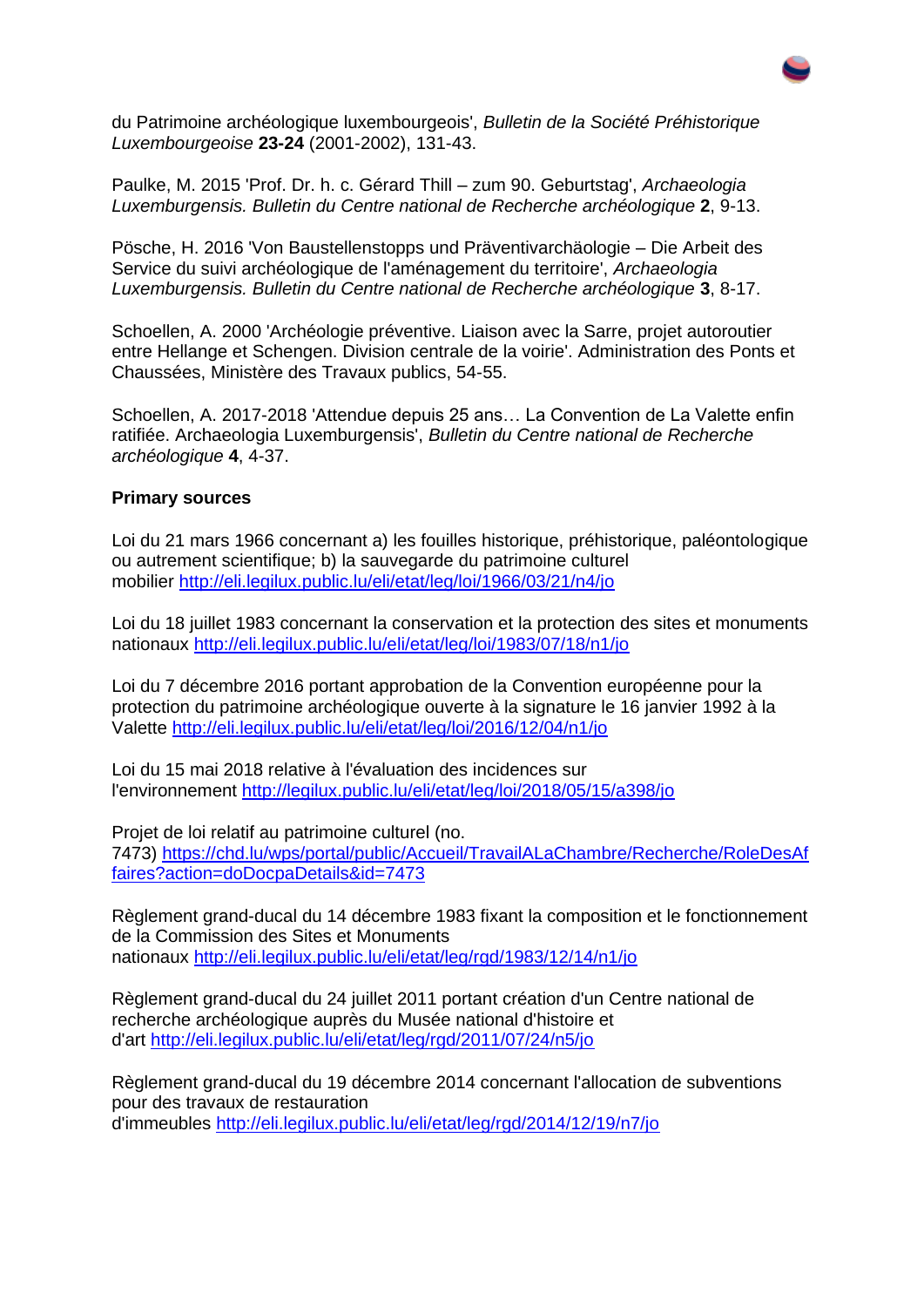du Patrimoine archéologique luxembourgeois', *Bulletin de la Société Préhistorique Luxembourgeoise* **23-24** (2001-2002), 131-43.

Paulke, M. 2015 'Prof. Dr. h. c. Gérard Thill – zum 90. Geburtstag', *Archaeologia Luxemburgensis. Bulletin du Centre national de Recherche archéologique* **2**, 9-13.

Pösche, H. 2016 'Von Baustellenstopps und Präventivarchäologie – Die Arbeit des Service du suivi archéologique de l'aménagement du territoire', *Archaeologia Luxemburgensis. Bulletin du Centre national de Recherche archéologique* **3**, 8-17.

Schoellen, A. 2000 'Archéologie préventive. Liaison avec la Sarre, projet autoroutier entre Hellange et Schengen. Division centrale de la voirie'. Administration des Ponts et Chaussées, Ministère des Travaux publics, 54-55.

Schoellen, A. 2017-2018 'Attendue depuis 25 ans… La Convention de La Valette enfin ratifiée. Archaeologia Luxemburgensis', *Bulletin du Centre national de Recherche archéologique* **4**, 4-37.

**Primary sources**

Loi du 21 mars 1966 concernant a) les fouilles historique, préhistorique, paléontologique ou autrement scientifique; b) la sauvegarde du patrimoine culturel mobilier http://eli.legilux.public.lu/eli/etat/leg/loi/1966/03/21/n4/jo

Loi du 18 juillet 1983 concernant la conservation et la protection des sites et monuments nationaux http://eli.legilux.public.lu/eli/etat/leg/loi/1983/07/18/n1/jo

Loi du 7 décembre 2016 portant approbation de la Convention européenne pour la protection du patrimoine archéologique ouverte à la signature le 16 janvier 1992 à la Valette http://eli.legilux.public.lu/eli/etat/leg/loi/2016/12/04/n1/jo

Loi du 15 mai 2018 relative à l'évaluation des incidences sur l'environnement http://legilux.public.lu/eli/etat/leg/loi/2018/05/15/a398/jo

Projet de loi relatif au patrimoine culturel (no. 7473) https://chd.lu/wps/portal/public/Accueil/TravailALaChambre/Recherche/RoleDesAffaires?action=doDocpaDetails&id=7473

Règlement grand-ducal du 14 décembre 1983 fixant la composition et le fonctionnement de la Commission des Sites et Monuments nationaux http://eli.legilux.public.lu/eli/etat/leg/rgd/1983/12/14/n1/jo

Règlement grand-ducal du 24 juillet 2011 portant création d'un Centre national de recherche archéologique auprès du Musée national d'histoire et d'art http://eli.legilux.public.lu/eli/etat/leg/rgd/2011/07/24/n5/jo

Règlement grand-ducal du 19 décembre 2014 concernant l'allocation de subventions pour des travaux de restauration d'immeubles http://eli.legilux.public.lu/eli/etat/leg/rgd/2014/12/19/n7/jo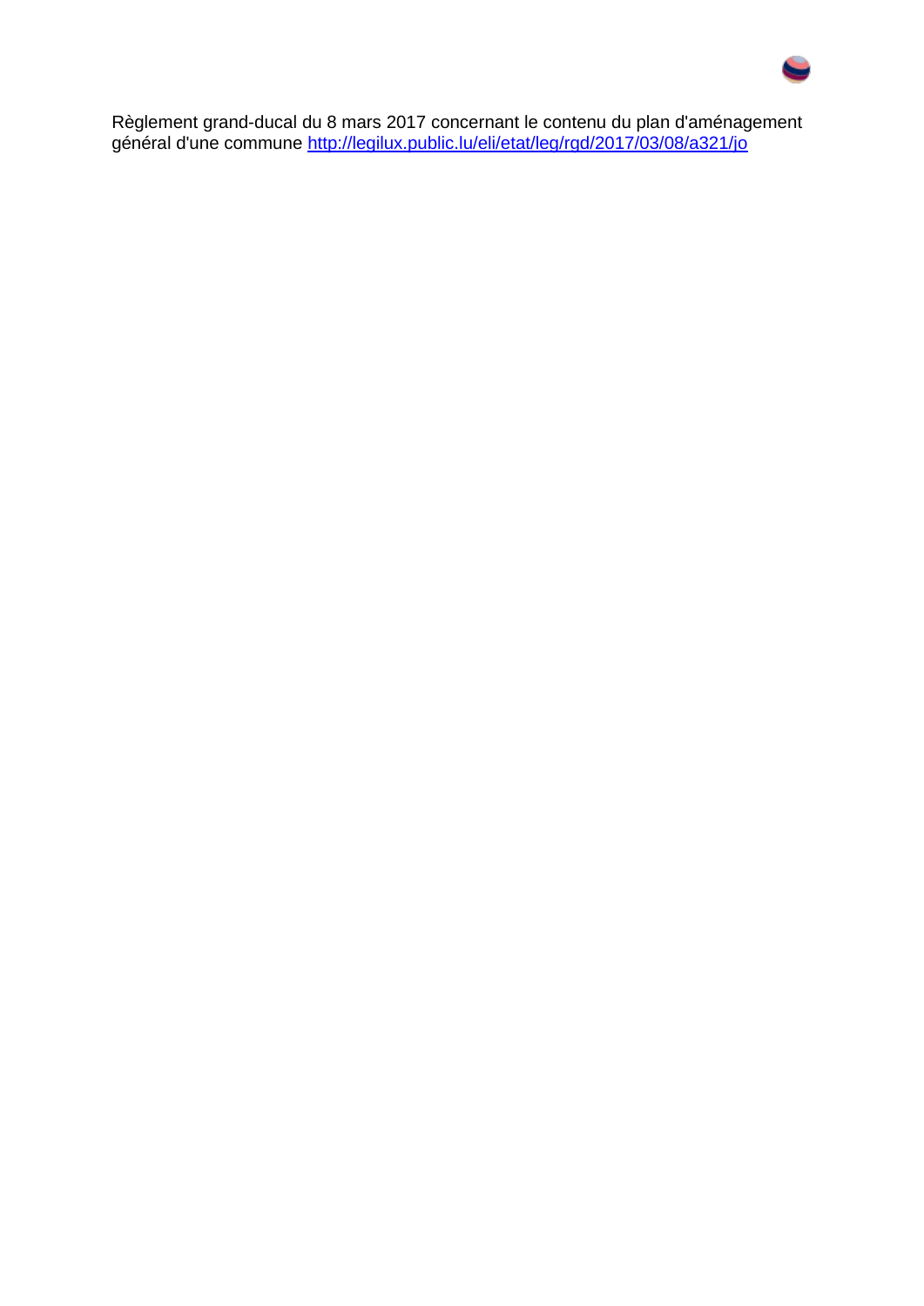Règlement grand-ducal du 8 mars 2017 concernant le contenu du plan d'aménagement général d'une commune http://legilux.public.lu/eli/etat/leg/rgd/2017/03/08/a321/jo